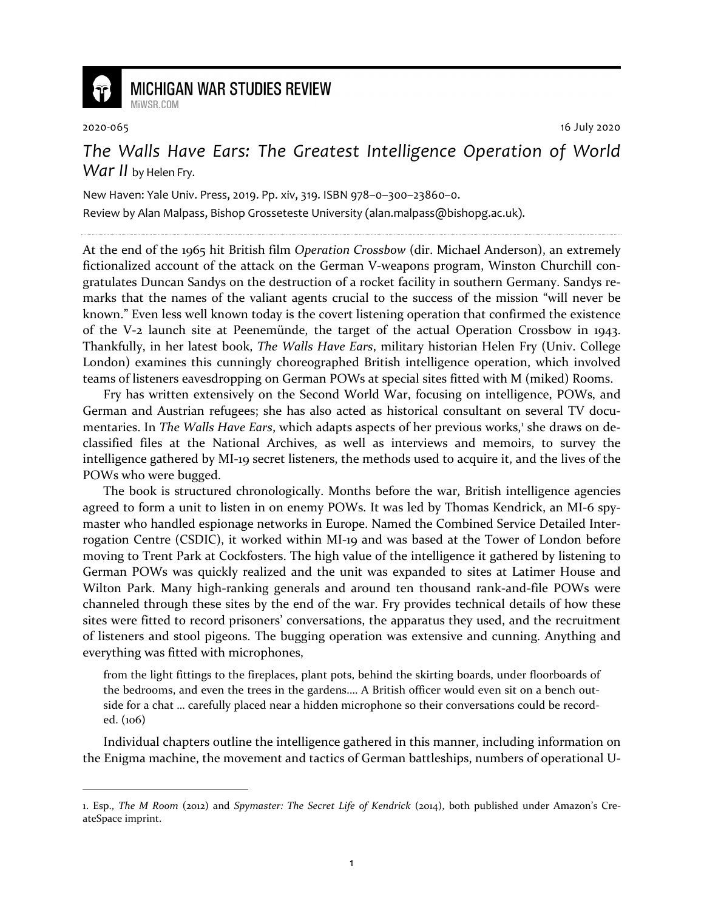MICHIGAN WAR STUDIES REVIEW
MiWSR.COM

2020-065 16 July 2020

# *The Walls Have Ears: The Greatest Intelligence Operation of World War II* by Helen Fry.

New Haven: Yale Univ. Press, 2019. Pp. xiv, 319. ISBN 978–0–300–23860–0.

Review by Alan Malpass, Bishop Grosseteste University (alan.malpass@bishopg.ac.uk).

---

At the end of the 1965 hit British film *Operation Crossbow* (dir. Michael Anderson), an extremely fictionalized account of the attack on the German V-weapons program, Winston Churchill congratulates Duncan Sandys on the destruction of a rocket facility in southern Germany. Sandys remarks that the names of the valiant agents crucial to the success of the mission "will never be known." Even less well known today is the covert listening operation that confirmed the existence of the V-2 launch site at Peenemünde, the target of the actual Operation Crossbow in 1943. Thankfully, in her latest book, *The Walls Have Ears*, military historian Helen Fry (Univ. College London) examines this cunningly choreographed British intelligence operation, which involved teams of listeners eavesdropping on German POWs at special sites fitted with M (miked) Rooms.

Fry has written extensively on the Second World War, focusing on intelligence, POWs, and German and Austrian refugees; she has also acted as historical consultant on several TV documentaries. In *The Walls Have Ears*, which adapts aspects of her previous works,[1] she draws on declassified files at the National Archives, as well as interviews and memoirs, to survey the intelligence gathered by MI-19 secret listeners, the methods used to acquire it, and the lives of the POWs who were bugged.

The book is structured chronologically. Months before the war, British intelligence agencies agreed to form a unit to listen in on enemy POWs. It was led by Thomas Kendrick, an MI-6 spymaster who handled espionage networks in Europe. Named the Combined Service Detailed Interrogation Centre (CSDIC), it worked within MI-19 and was based at the Tower of London before moving to Trent Park at Cockfosters. The high value of the intelligence it gathered by listening to German POWs was quickly realized and the unit was expanded to sites at Latimer House and Wilton Park. Many high-ranking generals and around ten thousand rank-and-file POWs were channeled through these sites by the end of the war. Fry provides technical details of how these sites were fitted to record prisoners' conversations, the apparatus they used, and the recruitment of listeners and stool pigeons. The bugging operation was extensive and cunning. Anything and everything was fitted with microphones,

> from the light fittings to the fireplaces, plant pots, behind the skirting boards, under floorboards of the bedrooms, and even the trees in the gardens.... A British officer would even sit on a bench outside for a chat ... carefully placed near a hidden microphone so their conversations could be recorded. (106)

Individual chapters outline the intelligence gathered in this manner, including information on the Enigma machine, the movement and tactics of German battleships, numbers of operational U-

---

1. Esp., *The M Room* (2012) and *Spymaster: The Secret Life of Kendrick* (2014), both published under Amazon's CreateSpace imprint.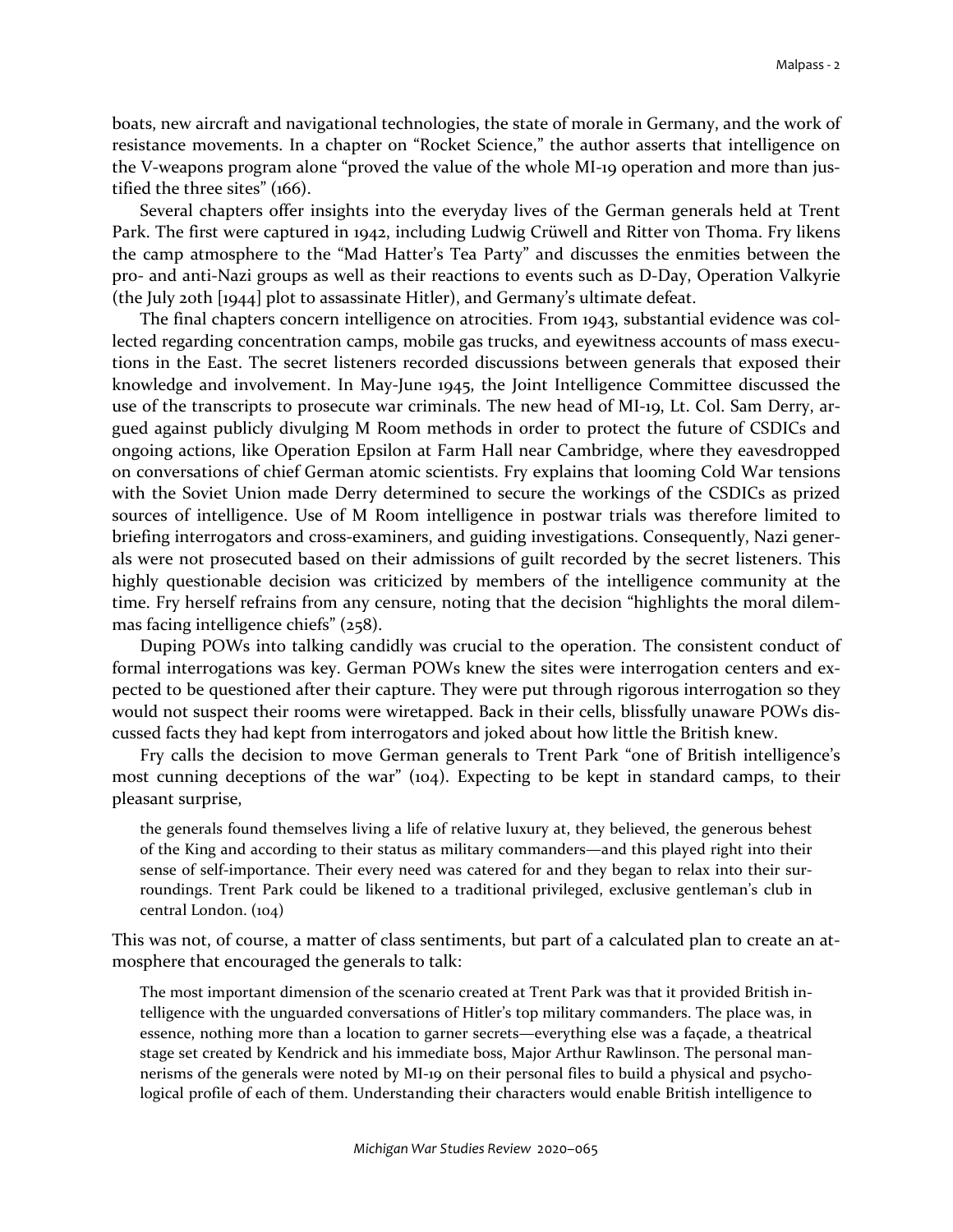boats, new aircraft and navigational technologies, the state of morale in Germany, and the work of resistance movements. In a chapter on "Rocket Science," the author asserts that intelligence on the V-weapons program alone "proved the value of the whole MI-19 operation and more than justified the three sites" (166).

Several chapters offer insights into the everyday lives of the German generals held at Trent Park. The first were captured in 1942, including Ludwig Crüwell and Ritter von Thoma. Fry likens the camp atmosphere to the "Mad Hatter's Tea Party" and discusses the enmities between the pro- and anti-Nazi groups as well as their reactions to events such as D-Day, Operation Valkyrie (the July 20th [1944] plot to assassinate Hitler), and Germany's ultimate defeat.

The final chapters concern intelligence on atrocities. From 1943, substantial evidence was collected regarding concentration camps, mobile gas trucks, and eyewitness accounts of mass executions in the East. The secret listeners recorded discussions between generals that exposed their knowledge and involvement. In May-June 1945, the Joint Intelligence Committee discussed the use of the transcripts to prosecute war criminals. The new head of MI-19, Lt. Col. Sam Derry, argued against publicly divulging M Room methods in order to protect the future of CSDICs and ongoing actions, like Operation Epsilon at Farm Hall near Cambridge, where they eavesdropped on conversations of chief German atomic scientists. Fry explains that looming Cold War tensions with the Soviet Union made Derry determined to secure the workings of the CSDICs as prized sources of intelligence. Use of M Room intelligence in postwar trials was therefore limited to briefing interrogators and cross-examiners, and guiding investigations. Consequently, Nazi generals were not prosecuted based on their admissions of guilt recorded by the secret listeners. This highly questionable decision was criticized by members of the intelligence community at the time. Fry herself refrains from any censure, noting that the decision "highlights the moral dilemmas facing intelligence chiefs" (258).

Duping POWs into talking candidly was crucial to the operation. The consistent conduct of formal interrogations was key. German POWs knew the sites were interrogation centers and expected to be questioned after their capture. They were put through rigorous interrogation so they would not suspect their rooms were wiretapped. Back in their cells, blissfully unaware POWs discussed facts they had kept from interrogators and joked about how little the British knew.

Fry calls the decision to move German generals to Trent Park "one of British intelligence's most cunning deceptions of the war" (104). Expecting to be kept in standard camps, to their pleasant surprise,

> the generals found themselves living a life of relative luxury at, they believed, the generous behest of the King and according to their status as military commanders—and this played right into their sense of self-importance. Their every need was catered for and they began to relax into their surroundings. Trent Park could be likened to a traditional privileged, exclusive gentleman's club in central London. (104)

This was not, of course, a matter of class sentiments, but part of a calculated plan to create an atmosphere that encouraged the generals to talk:

> The most important dimension of the scenario created at Trent Park was that it provided British intelligence with the unguarded conversations of Hitler's top military commanders. The place was, in essence, nothing more than a location to garner secrets—everything else was a façade, a theatrical stage set created by Kendrick and his immediate boss, Major Arthur Rawlinson. The personal mannerisms of the generals were noted by MI-19 on their personal files to build a physical and psychological profile of each of them. Understanding their characters would enable British intelligence to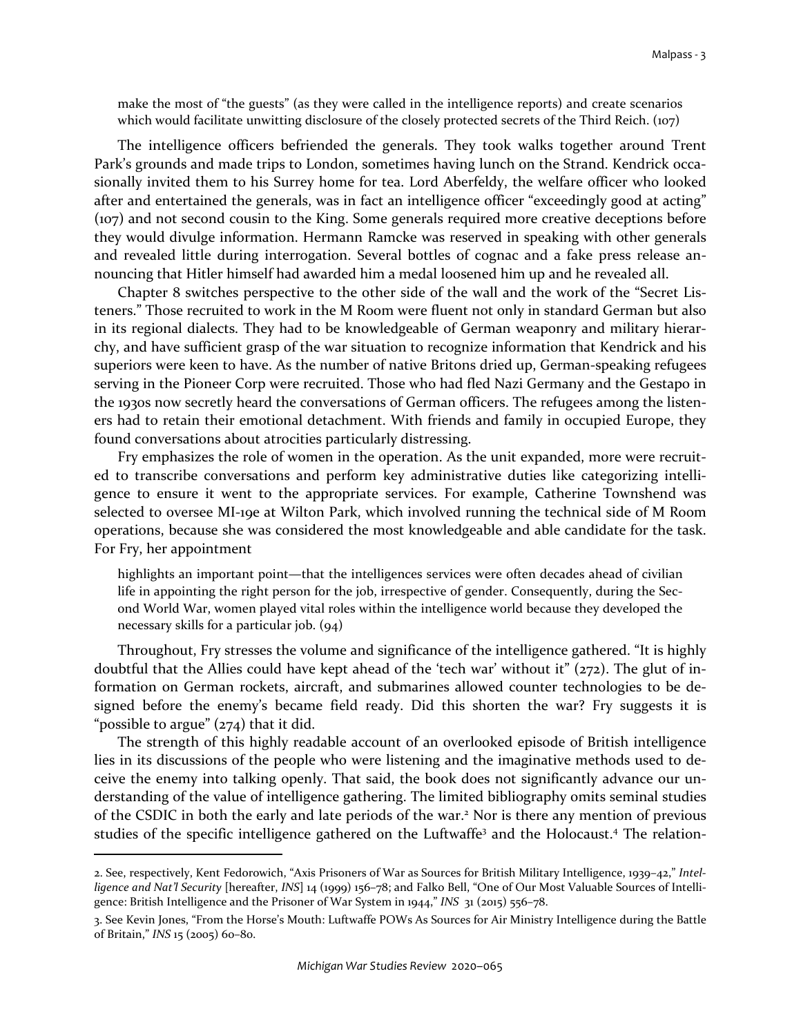make the most of "the guests" (as they were called in the intelligence reports) and create scenarios which would facilitate unwitting disclosure of the closely protected secrets of the Third Reich. (107)

The intelligence officers befriended the generals. They took walks together around Trent Park's grounds and made trips to London, sometimes having lunch on the Strand. Kendrick occasionally invited them to his Surrey home for tea. Lord Aberfeldy, the welfare officer who looked after and entertained the generals, was in fact an intelligence officer "exceedingly good at acting" (107) and not second cousin to the King. Some generals required more creative deceptions before they would divulge information. Hermann Ramcke was reserved in speaking with other generals and revealed little during interrogation. Several bottles of cognac and a fake press release announcing that Hitler himself had awarded him a medal loosened him up and he revealed all.

Chapter 8 switches perspective to the other side of the wall and the work of the "Secret Listeners." Those recruited to work in the M Room were fluent not only in standard German but also in its regional dialects. They had to be knowledgeable of German weaponry and military hierarchy, and have sufficient grasp of the war situation to recognize information that Kendrick and his superiors were keen to have. As the number of native Britons dried up, German-speaking refugees serving in the Pioneer Corp were recruited. Those who had fled Nazi Germany and the Gestapo in the 1930s now secretly heard the conversations of German officers. The refugees among the listeners had to retain their emotional detachment. With friends and family in occupied Europe, they found conversations about atrocities particularly distressing.

Fry emphasizes the role of women in the operation. As the unit expanded, more were recruited to transcribe conversations and perform key administrative duties like categorizing intelligence to ensure it went to the appropriate services. For example, Catherine Townshend was selected to oversee MI-19e at Wilton Park, which involved running the technical side of M Room operations, because she was considered the most knowledgeable and able candidate for the task. For Fry, her appointment

> highlights an important point—that the intelligences services were often decades ahead of civilian life in appointing the right person for the job, irrespective of gender. Consequently, during the Second World War, women played vital roles within the intelligence world because they developed the necessary skills for a particular job. (94)

Throughout, Fry stresses the volume and significance of the intelligence gathered. "It is highly doubtful that the Allies could have kept ahead of the 'tech war' without it" (272). The glut of information on German rockets, aircraft, and submarines allowed counter technologies to be designed before the enemy's became field ready. Did this shorten the war? Fry suggests it is "possible to argue" (274) that it did.

The strength of this highly readable account of an overlooked episode of British intelligence lies in its discussions of the people who were listening and the imaginative methods used to deceive the enemy into talking openly. That said, the book does not significantly advance our understanding of the value of intelligence gathering. The limited bibliography omits seminal studies of the CSDIC in both the early and late periods of the war.[2] Nor is there any mention of previous studies of the specific intelligence gathered on the Luftwaffe[3] and the Holocaust.[4] The relation-

---

2. See, respectively, Kent Fedorowich, "Axis Prisoners of War as Sources for British Military Intelligence, 1939–42," *Intelligence and Nat'l Security* [hereafter, *INS*] 14 (1999) 156–78; and Falko Bell, "One of Our Most Valuable Sources of Intelligence: British Intelligence and the Prisoner of War System in 1944," *INS* 31 (2015) 556–78.

3. See Kevin Jones, "From the Horse's Mouth: Luftwaffe POWs As Sources for Air Ministry Intelligence during the Battle of Britain," *INS* 15 (2005) 60–80.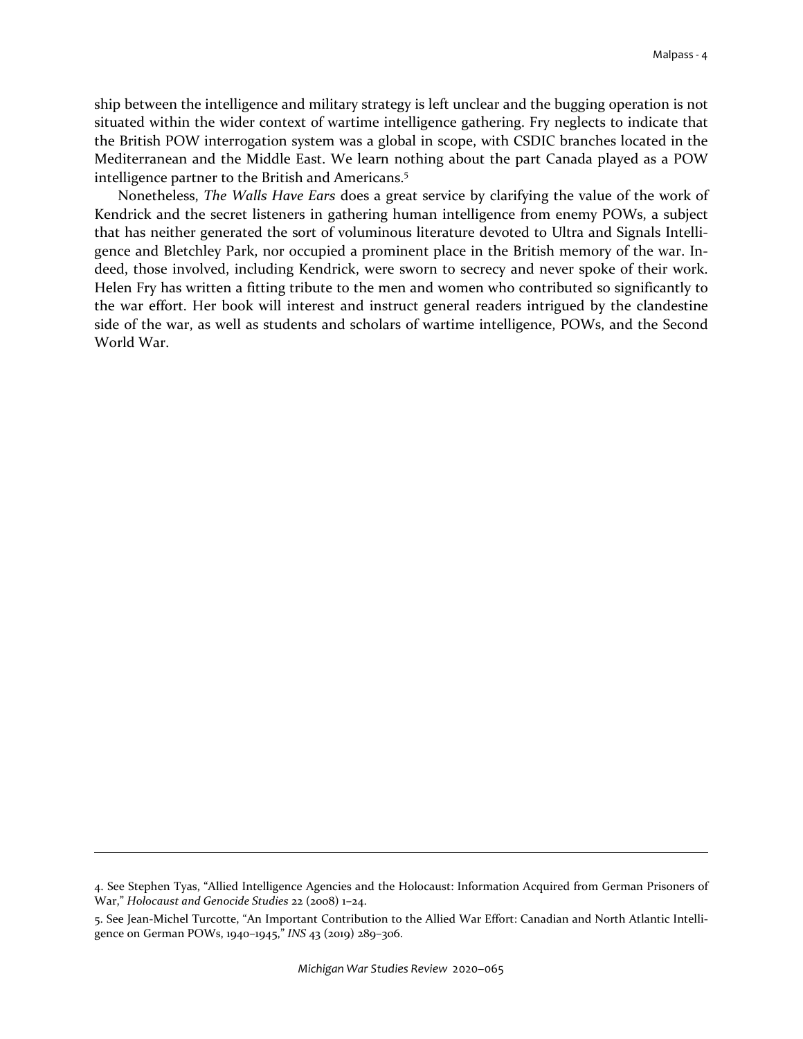ship between the intelligence and military strategy is left unclear and the bugging operation is not situated within the wider context of wartime intelligence gathering. Fry neglects to indicate that the British POW interrogation system was a global in scope, with CSDIC branches located in the Mediterranean and the Middle East. We learn nothing about the part Canada played as a POW intelligence partner to the British and Americans.[5]

Nonetheless, *The Walls Have Ears* does a great service by clarifying the value of the work of Kendrick and the secret listeners in gathering human intelligence from enemy POWs, a subject that has neither generated the sort of voluminous literature devoted to Ultra and Signals Intelligence and Bletchley Park, nor occupied a prominent place in the British memory of the war. Indeed, those involved, including Kendrick, were sworn to secrecy and never spoke of their work. Helen Fry has written a fitting tribute to the men and women who contributed so significantly to the war effort. Her book will interest and instruct general readers intrigued by the clandestine side of the war, as well as students and scholars of wartime intelligence, POWs, and the Second World War.

---

4. See Stephen Tyas, "Allied Intelligence Agencies and the Holocaust: Information Acquired from German Prisoners of War," *Holocaust and Genocide Studies* 22 (2008) 1–24.

5. See Jean-Michel Turcotte, "An Important Contribution to the Allied War Effort: Canadian and North Atlantic Intelligence on German POWs, 1940–1945," *INS* 43 (2019) 289–306.